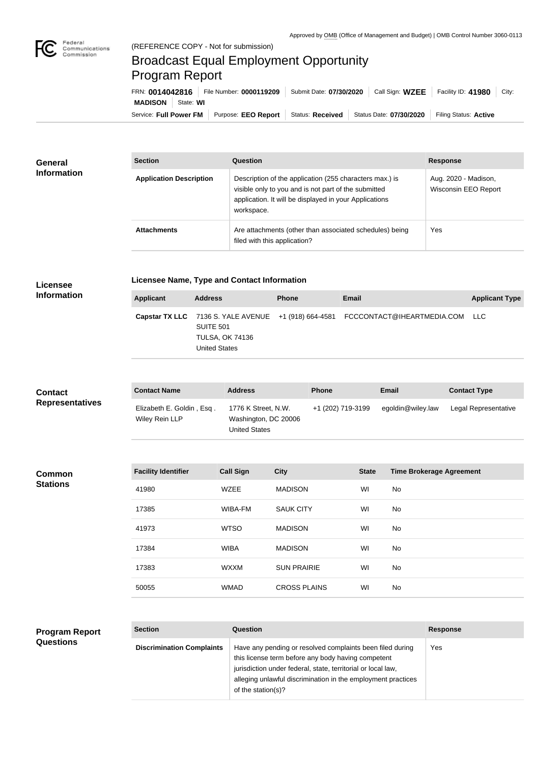Approved by OMB (Office of Management and Budget) | OMB Control Number 3060-0113

(REFERENCE COPY - Not for submission)

# Broadcast Equal Employment Opportunity Program Report

FRN: **0014042816** | File Number: **0000119209** | Submit Date: **07/30/2020** | Call Sign: **WZEE** | Facility ID: **41980** | City: **MADISON** | State: **WI**

Service: **Full Power FM** | Purpose: **EEO Report** | Status: **Received** | Status Date: **07/30/2020** | Filing Status: **Active**

## General Information

| Section | Question | Response |
| --- | --- | --- |
| **Application Description** | Description of the application (255 characters max.) is visible only to you and is not part of the submitted application. It will be displayed in your Applications workspace. | Aug. 2020 - Madison, Wisconsin EEO Report |
| **Attachments** | Are attachments (other than associated schedules) being filed with this application? | Yes |

## Licensee Information

**Licensee Name, Type and Contact Information**

| Applicant | Address | Phone | Email | Applicant Type |
| --- | --- | --- | --- | --- |
| **Capstar TX LLC** | 7136 S. YALE AVENUE SUITE 501 TULSA, OK 74136 United States | +1 (918) 664-4581 | FCCCONTACT@IHEARTMEDIA.COM | LLC |

## Contact Representatives

| Contact Name | Address | Phone | Email | Contact Type |
| --- | --- | --- | --- | --- |
| Elizabeth E. Goldin , Esq . Wiley Rein LLP | 1776 K Street, N.W. Washington, DC 20006 United States | +1 (202) 719-3199 | egoldin@wiley.law | Legal Representative |

## Common Stations

| Facility Identifier | Call Sign | City | State | Time Brokerage Agreement |
| --- | --- | --- | --- | --- |
| 41980 | WZEE | MADISON | WI | No |
| 17385 | WIBA-FM | SAUK CITY | WI | No |
| 41973 | WTSO | MADISON | WI | No |
| 17384 | WIBA | MADISON | WI | No |
| 17383 | WXXM | SUN PRAIRIE | WI | No |
| 50055 | WMAD | CROSS PLAINS | WI | No |

## Program Report Questions

| Section | Question | Response |
| --- | --- | --- |
| **Discrimination Complaints** | Have any pending or resolved complaints been filed during this license term before any body having competent jurisdiction under federal, state, territorial or local law, alleging unlawful discrimination in the employment practices of the station(s)? | Yes |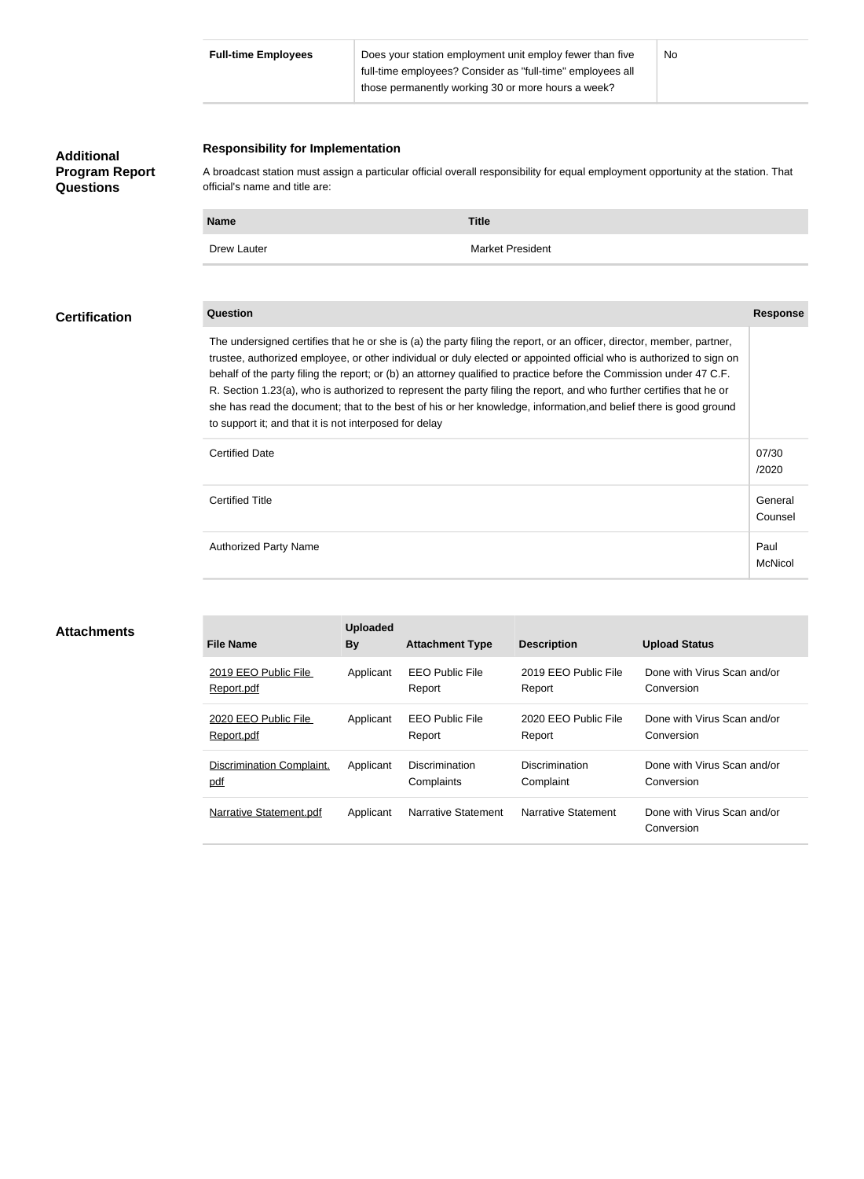| | | |
|---|---|---|
| **Full-time Employees** | Does your station employment unit employ fewer than five full-time employees? Consider as "full-time" employees all those permanently working 30 or more hours a week? | No |

## Additional Program Report Questions

### Responsibility for Implementation

A broadcast station must assign a particular official overall responsibility for equal employment opportunity at the station. That official's name and title are:

| Name | Title |
|---|---|
| Drew Lauter | Market President |

## Certification

| Question | Response |
|---|---|
| The undersigned certifies that he or she is (a) the party filing the report, or an officer, director, member, partner, trustee, authorized employee, or other individual or duly elected or appointed official who is authorized to sign on behalf of the party filing the report; or (b) an attorney qualified to practice before the Commission under 47 C.F. R. Section 1.23(a), who is authorized to represent the party filing the report, and who further certifies that he or she has read the document; that to the best of his or her knowledge, information,and belief there is good ground to support it; and that it is not interposed for delay | |
| Certified Date | 07/30/2020 |
| Certified Title | General Counsel |
| Authorized Party Name | Paul McNicol |

## Attachments

| File Name | Uploaded By | Attachment Type | Description | Upload Status |
|---|---|---|---|---|
| 2019 EEO Public File Report.pdf | Applicant | EEO Public File Report | 2019 EEO Public File Report | Done with Virus Scan and/or Conversion |
| 2020 EEO Public File Report.pdf | Applicant | EEO Public File Report | 2020 EEO Public File Report | Done with Virus Scan and/or Conversion |
| Discrimination Complaint.pdf | Applicant | Discrimination Complaints | Discrimination Complaint | Done with Virus Scan and/or Conversion |
| Narrative Statement.pdf | Applicant | Narrative Statement | Narrative Statement | Done with Virus Scan and/or Conversion |